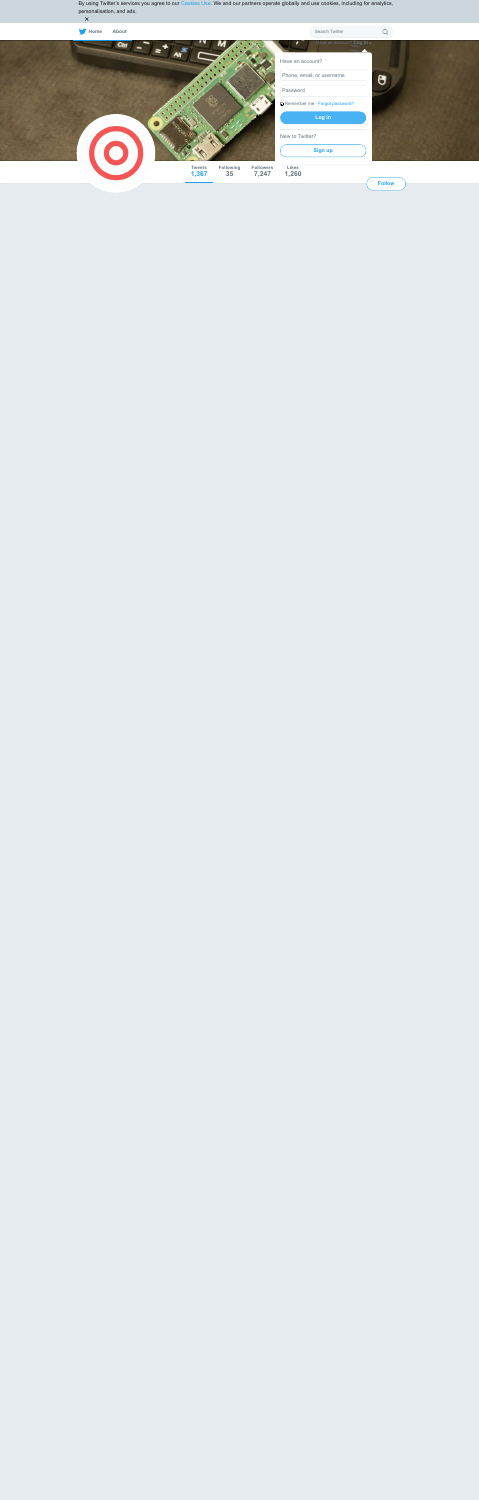By using Twitter's services you agree to our Cookies Use. We and our partners operate globally and use cookies, including for analytics, personalisation, and ads.

Home About

Search Twitter

Have an account? Log in

Have an account?

Phone, email, or username

Password

Remember me · Forgot password?

Log in

New to Twitter?

Sign up

| Tweets | Following | Followers | Likes |
|---|---|---|---|
| 1,367 | 35 | 7,247 | 1,260 |

Follow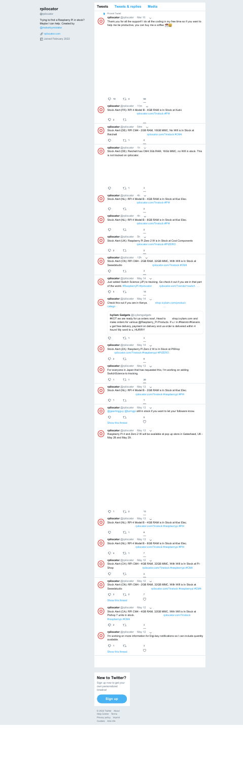# rpilocator

@rpilocator

Trying to find a Raspberry Pi in stock? Maybe I can help. Created by @makerbymistake

rpilocator.com

Joined February 2022

Tweets | Tweets & replies | Media

Pinned Tweet

**rpilocator** @rpilocator · Mar 10

Thank you for all the support! I do all the coding in my free time so if you want to help me be productive, you can buy me a coffee ☕😀

10 · 4 · 84

**rpilocator** @rpilocator · 11m

Stock Alert (FR): RPi 4 Model B - 4GB RAM is In Stock at Kubii rpilocator.com/?instock #Pi4

2

**rpilocator** @rpilocator · 54m

Stock Alert (DE): RPi CM4 - 2GB RAM, 16GB MMC, No Wifi is In Stock at Reichelt rpilocator.com/?instock #CM4

1 · 2

**rpilocator** @rpilocator · 1h

Stock Alert (DE): Reichelt has CM4 3Gb RAM, 16Gb MMC, no Wifi in stock. This is not tracked on rpilocator.

1 · 2

**rpilocator** @rpilocator · 4h

Stock Alert (NL): RPi 4 Model B - 4GB RAM is In Stock at Kiwi Elec. rpilocator.com/?instock #Pi4

2

**rpilocator** @rpilocator · 4h

Stock Alert (NL): RPi 4 Model B - 8GB RAM is In Stock at Kiwi Elec. rpilocator.com/?instock #Pi4

2

**rpilocator** @rpilocator · 5h

Stock Alert (UK): Raspberry Pi Zero 2 W is In Stock at Cool Components rpilocator.com/?instock #PIZERO

2 · 2

**rpilocator** @rpilocator · 12h

Stock Alert (CN): RPi CM4 - 2GB RAM, 32GB MMC, With Wifi is In Stock at Seeedstudio rpilocator.com/?instock #CM4

2

**rpilocator** @rpilocator · May 14

Just added Switch Science (JP) to tracking. Go check it out if you are in that part of the world. #RaspberryPi #rpilocator rpilocator.com/?vendor=switch ...

3 · 14

**rpilocator** @rpilocator · May 14

Check this out if you are in Kenya. shop.ivyliam.com/product-catego...

> **Ivyliam Gadgets** @ivyliamgadgets
> #KOT we are ready for us orders now!, Head to shop.ivyliam.com and make orders for various @Raspberry_Pi Products. If u r in #Nairobi #Kenya no u get free delivery, payment on delivery and us order is delivered within 4 hours! My word to u, HURRY!

1 · 3

**rpilocator** @rpilocator · May 14

Stock Alert (ZA): Raspberry Pi Zero 2 W is In Stock at PiShop rpilocator.com/?instock #raspberrypi #PIZERO

2 · 6

**rpilocator** @rpilocator · May 13

For everyone in Japan that has requested this, I'm working on adding SwitchScience to tracking.

1 · 1 · 20

**rpilocator** @rpilocator · May 13

Stock Alert (NL): RPi 4 Model B - 2GB RAM is In Stock at Kiwi Elec. rpilocator.com/?instock #raspberrypi #Pi4

1 · 1

**rpilocator** @rpilocator · May 13

@geerlingguy @Ilkringsl still in stock if you want to let your followers know.

3

Show this thread

**rpilocator** @rpilocator · May 13

Raspberry Pi 4 and Zero 2 W will be available at pop up store in Gateshead, UK - May 28 and May 29.

1 · 2 · 13

**rpilocator** @rpilocator · May 13

Stock Alert (NL): RPi 4 Model B - 4GB RAM is In Stock at Kiwi Elec. rpilocator.com/?instock #raspberrypi #Pi4

1 · 6

**rpilocator** @rpilocator · May 12

Stock Alert (NL): RPi 4 Model B - 8GB RAM is In Stock at Kiwi Elec. rpilocator.com/?instock #raspberrypi #Pi4

4 · 1 · 7

**rpilocator** @rpilocator · May 12

Stock Alert (CH): RPi CM4 - 4GB RAM, 32GB MMC, With Wifi is In Stock at Pi-Shop rpilocator.com/?instock #raspberrypi #CM4

2

**rpilocator** @rpilocator · May 12

Stock Alert (CN): RPi CM4 - 2GB RAM, 32GB MMC, With Wifi is In Stock at Seeedstudio rpilocator.com/?instock #raspberrypi #CM4

2 · 2 · 7

Show this thread

**rpilocator** @rpilocator · May 12

Stock Alert (CA): RPi CM4 - 4GB RAM, 32GB MMC, With Wifi is In Stock at Pishop 7 units in stock. rpilocator.com/?instock #raspberrypi #CM4

2 · 2

**rpilocator** @rpilocator · May 12

I'm working on more information for Digi-key notifications so I can include quantity available.

1 · 3

Show this thread

## New to Twitter?

Sign up now to get your own personalized timeline!

Sign up

© 2022 Twitter About Help Center Terms Privacy policy Imprint Cookies Ads info